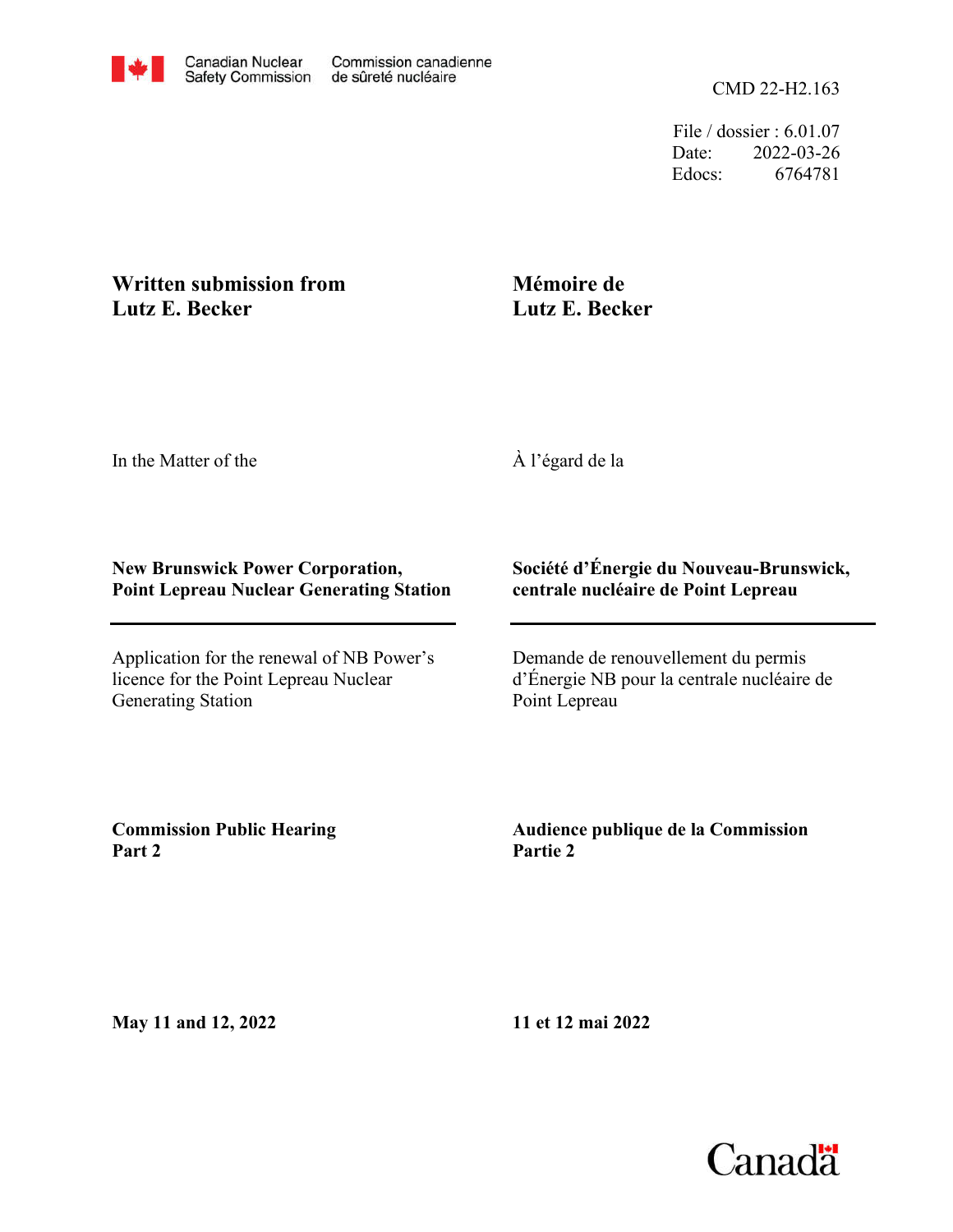Canadian Nuclear Safety Commission / Commission canadienne de sûreté nucléaire

CMD 22-H2.163

File / dossier : 6.01.07
Date: 2022-03-26
Edocs: 6764781

**Written submission from Lutz E. Becker**

**Mémoire de Lutz E. Becker**

In the Matter of the

À l'égard de la

**New Brunswick Power Corporation, Point Lepreau Nuclear Generating Station**

**Société d'Énergie du Nouveau-Brunswick, centrale nucléaire de Point Lepreau**

Application for the renewal of NB Power's licence for the Point Lepreau Nuclear Generating Station

Demande de renouvellement du permis d'Énergie NB pour la centrale nucléaire de Point Lepreau

**Commission Public Hearing Part 2**

**Audience publique de la Commission Partie 2**

**May 11 and 12, 2022**

**11 et 12 mai 2022**

Canada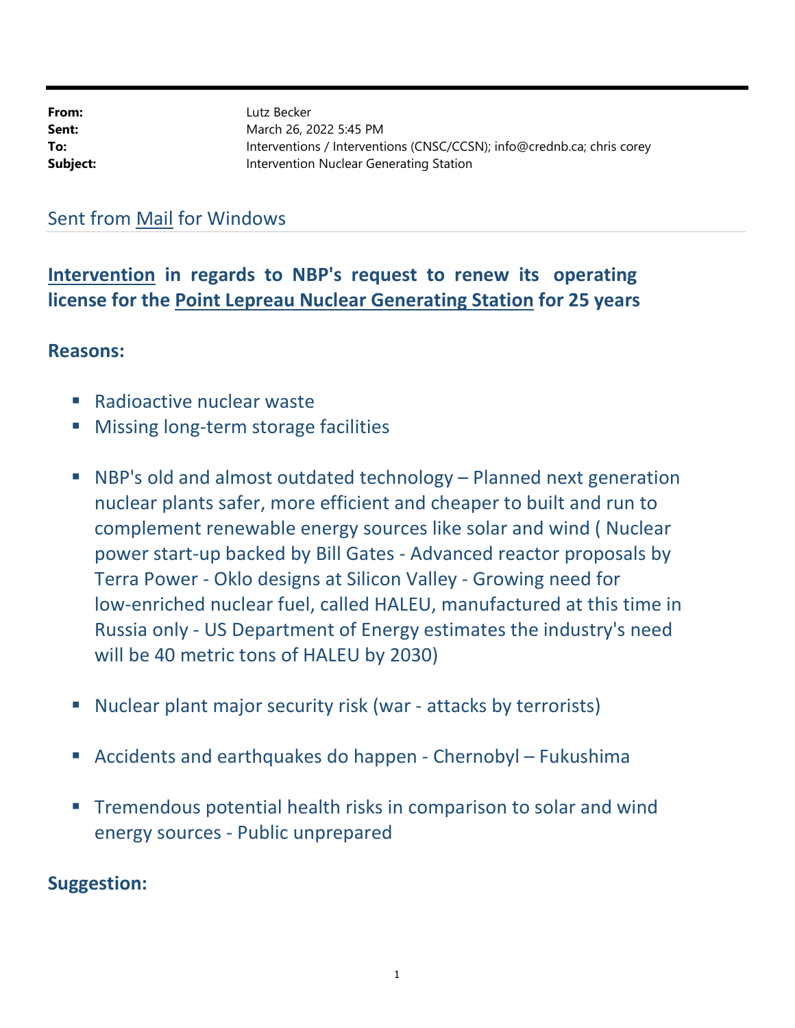| | |
|---|---|
| **From:** | Lutz Becker |
| **Sent:** | March 26, 2022 5:45 PM |
| **To:** | Interventions / Interventions (CNSC/CCSN); info@crednb.ca; chris corey |
| **Subject:** | Intervention Nuclear Generating Station |

Sent from Mail for Windows

## Intervention in regards to NBP's request to renew its operating license for the Point Lepreau Nuclear Generating Station for 25 years

### Reasons:

- Radioactive nuclear waste
- Missing long-term storage facilities

- NBP's old and almost outdated technology – Planned next generation nuclear plants safer, more efficient and cheaper to built and run to complement renewable energy sources like solar and wind ( Nuclear power start-up backed by Bill Gates - Advanced reactor proposals by Terra Power - Oklo designs at Silicon Valley - Growing need for low-enriched nuclear fuel, called HALEU, manufactured at this time in Russia only - US Department of Energy estimates the industry's need will be 40 metric tons of HALEU by 2030)

- Nuclear plant major security risk (war - attacks by terrorists)

- Accidents and earthquakes do happen - Chernobyl – Fukushima

- Tremendous potential health risks in comparison to solar and wind energy sources - Public unprepared

### Suggestion: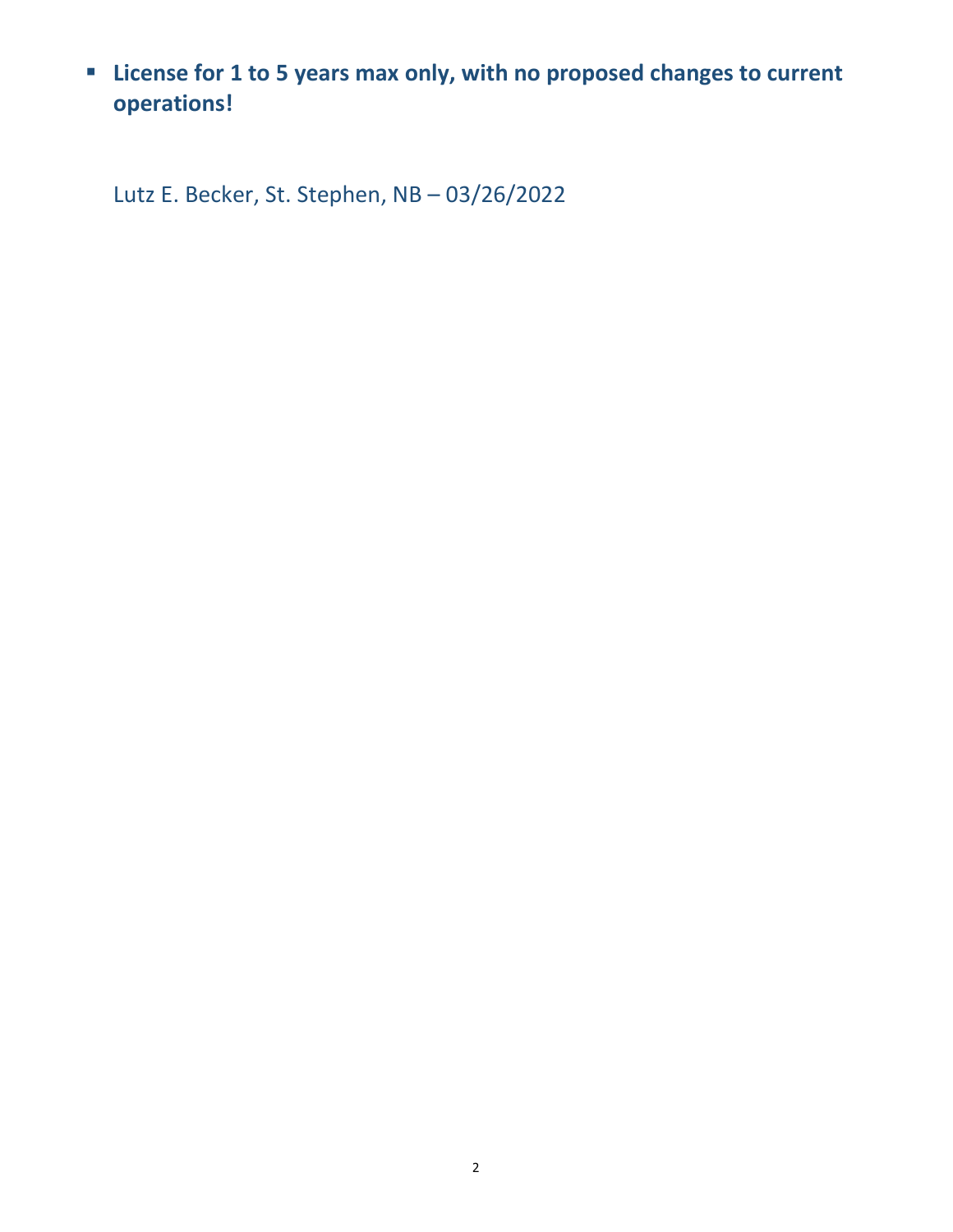- **License for 1 to 5 years max only, with no proposed changes to current operations!**

Lutz E. Becker, St. Stephen, NB – 03/26/2022